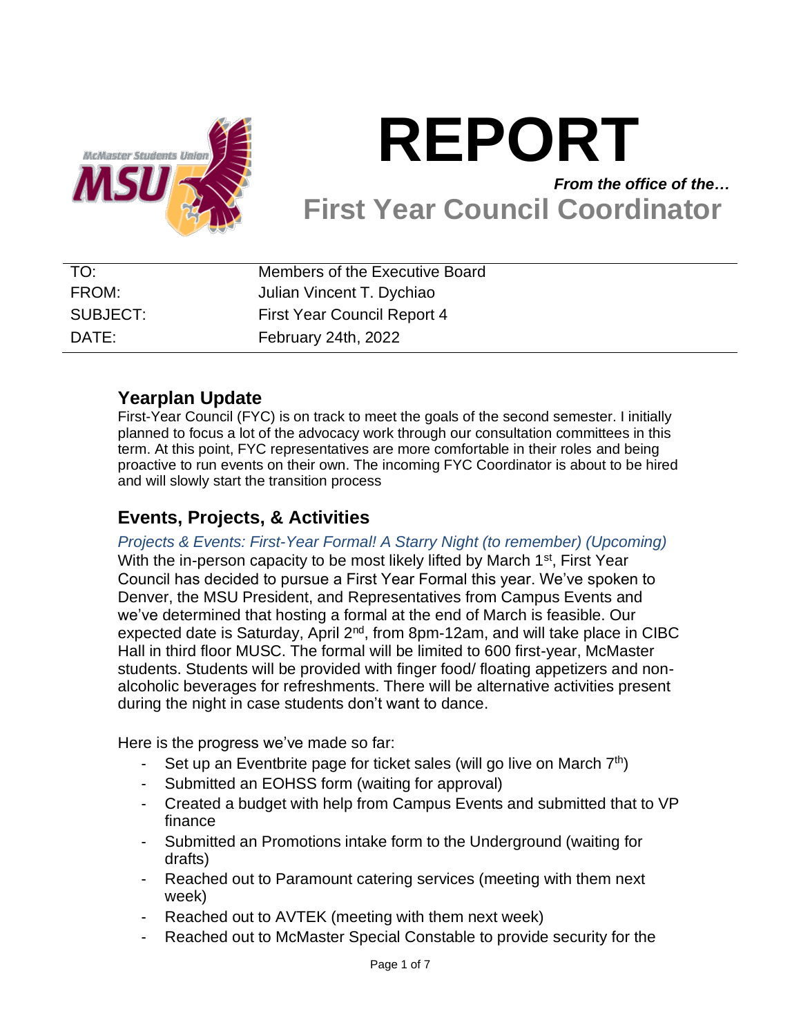# REPORT

***From the office of the…***

## First Year Council Coordinator

| | |
|---|---|
| TO: | Members of the Executive Board |
| FROM: | Julian Vincent T. Dychiao |
| SUBJECT: | First Year Council Report 4 |
| DATE: | February 24th, 2022 |

## Yearplan Update

First-Year Council (FYC) is on track to meet the goals of the second semester. I initially planned to focus a lot of the advocacy work through our consultation committees in this term. At this point, FYC representatives are more comfortable in their roles and being proactive to run events on their own. The incoming FYC Coordinator is about to be hired and will slowly start the transition process

## Events, Projects, & Activities

### *Projects & Events: First-Year Formal! A Starry Night (to remember) (Upcoming)*

With the in-person capacity to be most likely lifted by March 1st, First Year Council has decided to pursue a First Year Formal this year. We've spoken to Denver, the MSU President, and Representatives from Campus Events and we've determined that hosting a formal at the end of March is feasible. Our expected date is Saturday, April 2nd, from 8pm-12am, and will take place in CIBC Hall in third floor MUSC. The formal will be limited to 600 first-year, McMaster students. Students will be provided with finger food/ floating appetizers and non-alcoholic beverages for refreshments. There will be alternative activities present during the night in case students don't want to dance.

Here is the progress we've made so far:

- Set up an Eventbrite page for ticket sales (will go live on March 7th)
- Submitted an EOHSS form (waiting for approval)
- Created a budget with help from Campus Events and submitted that to VP finance
- Submitted an Promotions intake form to the Underground (waiting for drafts)
- Reached out to Paramount catering services (meeting with them next week)
- Reached out to AVTEK (meeting with them next week)
- Reached out to McMaster Special Constable to provide security for the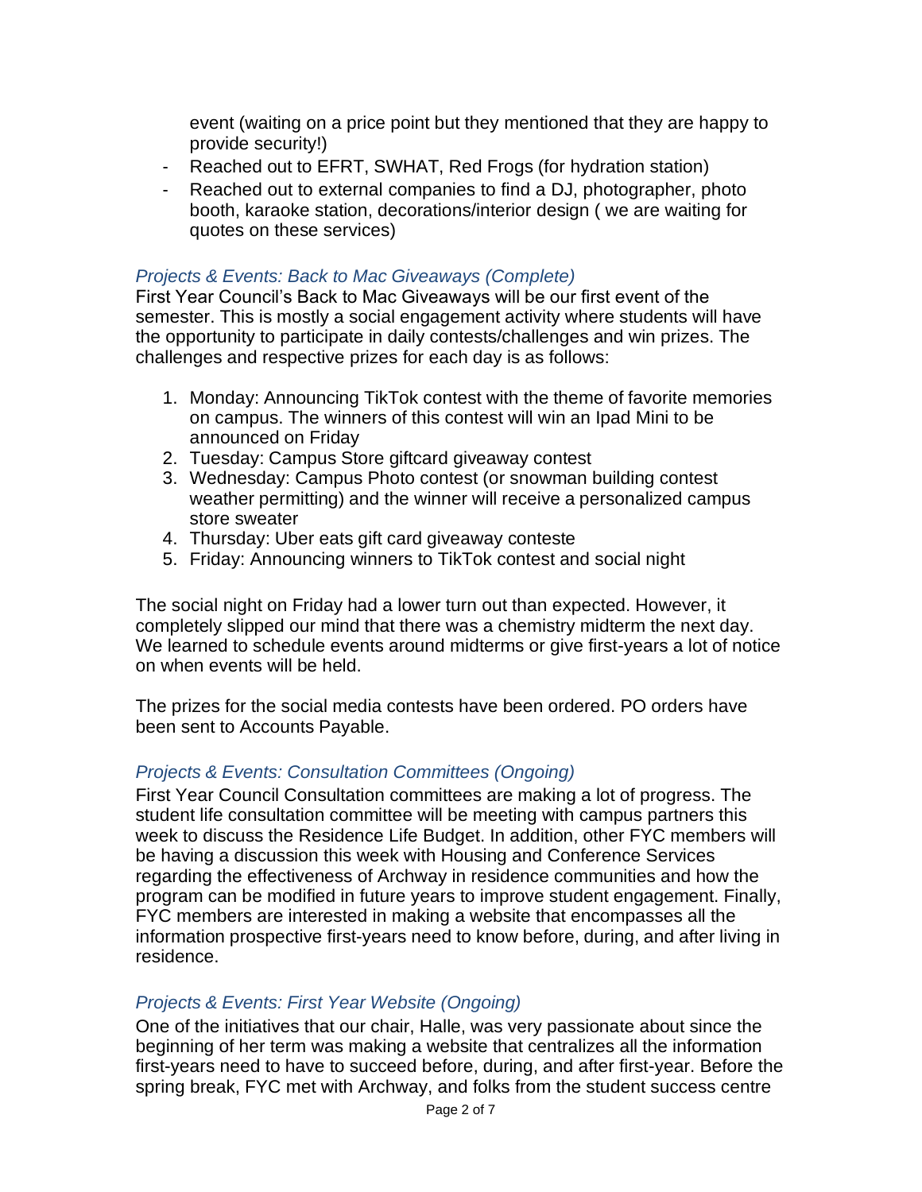event (waiting on a price point but they mentioned that they are happy to provide security!)

- Reached out to EFRT, SWHAT, Red Frogs (for hydration station)
- Reached out to external companies to find a DJ, photographer, photo booth, karaoke station, decorations/interior design ( we are waiting for quotes on these services)

### *Projects & Events: Back to Mac Giveaways (Complete)*

First Year Council's Back to Mac Giveaways will be our first event of the semester. This is mostly a social engagement activity where students will have the opportunity to participate in daily contests/challenges and win prizes. The challenges and respective prizes for each day is as follows:

1. Monday: Announcing TikTok contest with the theme of favorite memories on campus. The winners of this contest will win an Ipad Mini to be announced on Friday
2. Tuesday: Campus Store giftcard giveaway contest
3. Wednesday: Campus Photo contest (or snowman building contest weather permitting) and the winner will receive a personalized campus store sweater
4. Thursday: Uber eats gift card giveaway conteste
5. Friday: Announcing winners to TikTok contest and social night

The social night on Friday had a lower turn out than expected. However, it completely slipped our mind that there was a chemistry midterm the next day. We learned to schedule events around midterms or give first-years a lot of notice on when events will be held.

The prizes for the social media contests have been ordered. PO orders have been sent to Accounts Payable.

### *Projects & Events: Consultation Committees (Ongoing)*

First Year Council Consultation committees are making a lot of progress. The student life consultation committee will be meeting with campus partners this week to discuss the Residence Life Budget. In addition, other FYC members will be having a discussion this week with Housing and Conference Services regarding the effectiveness of Archway in residence communities and how the program can be modified in future years to improve student engagement. Finally, FYC members are interested in making a website that encompasses all the information prospective first-years need to know before, during, and after living in residence.

### *Projects & Events: First Year Website (Ongoing)*

One of the initiatives that our chair, Halle, was very passionate about since the beginning of her term was making a website that centralizes all the information first-years need to have to succeed before, during, and after first-year. Before the spring break, FYC met with Archway, and folks from the student success centre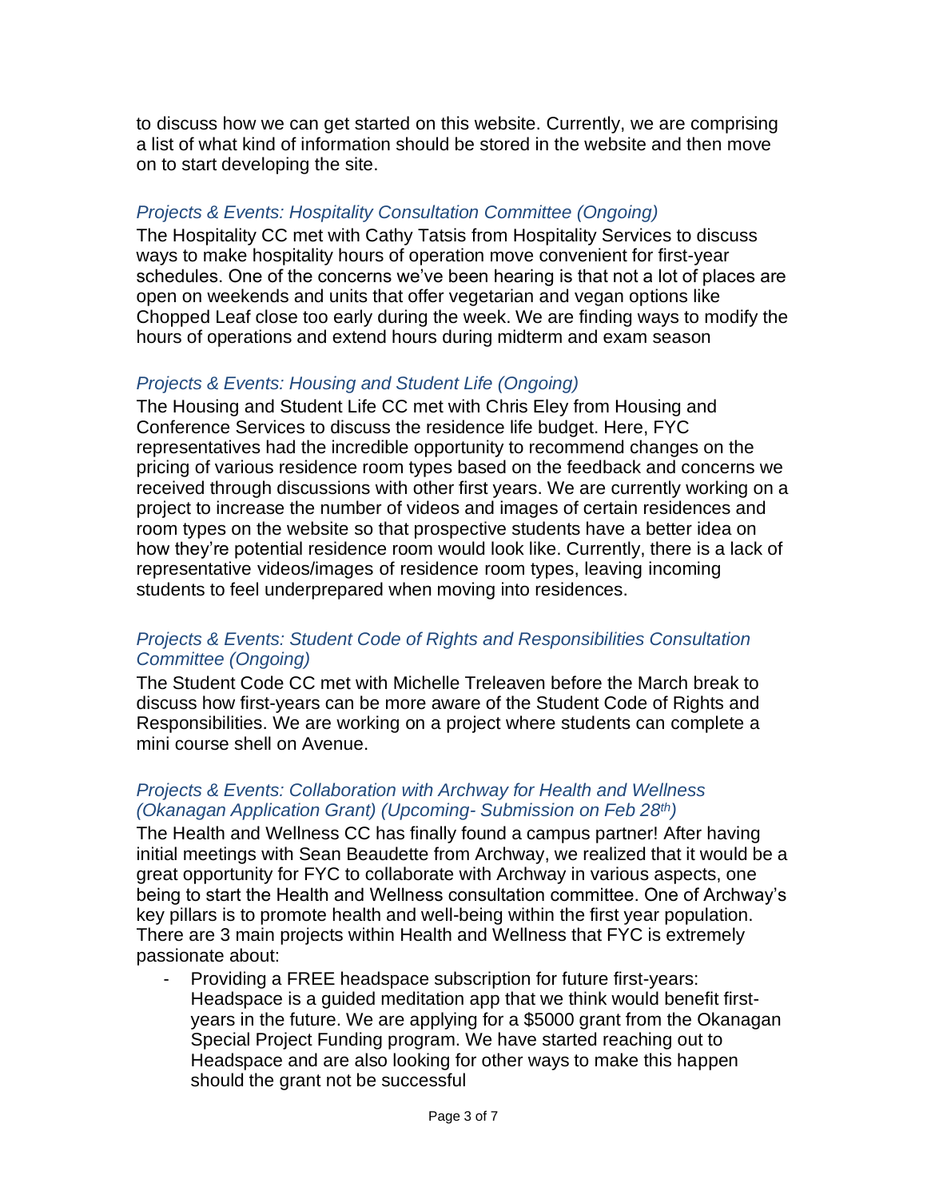to discuss how we can get started on this website. Currently, we are comprising a list of what kind of information should be stored in the website and then move on to start developing the site.

### *Projects & Events: Hospitality Consultation Committee (Ongoing)*

The Hospitality CC met with Cathy Tatsis from Hospitality Services to discuss ways to make hospitality hours of operation move convenient for first-year schedules. One of the concerns we've been hearing is that not a lot of places are open on weekends and units that offer vegetarian and vegan options like Chopped Leaf close too early during the week. We are finding ways to modify the hours of operations and extend hours during midterm and exam season

### *Projects & Events: Housing and Student Life (Ongoing)*

The Housing and Student Life CC met with Chris Eley from Housing and Conference Services to discuss the residence life budget. Here, FYC representatives had the incredible opportunity to recommend changes on the pricing of various residence room types based on the feedback and concerns we received through discussions with other first years. We are currently working on a project to increase the number of videos and images of certain residences and room types on the website so that prospective students have a better idea on how they're potential residence room would look like. Currently, there is a lack of representative videos/images of residence room types, leaving incoming students to feel underprepared when moving into residences.

### *Projects & Events: Student Code of Rights and Responsibilities Consultation Committee (Ongoing)*

The Student Code CC met with Michelle Treleaven before the March break to discuss how first-years can be more aware of the Student Code of Rights and Responsibilities. We are working on a project where students can complete a mini course shell on Avenue.

### *Projects & Events: Collaboration with Archway for Health and Wellness (Okanagan Application Grant) (Upcoming- Submission on Feb 28th)*

The Health and Wellness CC has finally found a campus partner! After having initial meetings with Sean Beaudette from Archway, we realized that it would be a great opportunity for FYC to collaborate with Archway in various aspects, one being to start the Health and Wellness consultation committee. One of Archway's key pillars is to promote health and well-being within the first year population. There are 3 main projects within Health and Wellness that FYC is extremely passionate about:

- Providing a FREE headspace subscription for future first-years: Headspace is a guided meditation app that we think would benefit first-years in the future. We are applying for a $5000 grant from the Okanagan Special Project Funding program. We have started reaching out to Headspace and are also looking for other ways to make this happen should the grant not be successful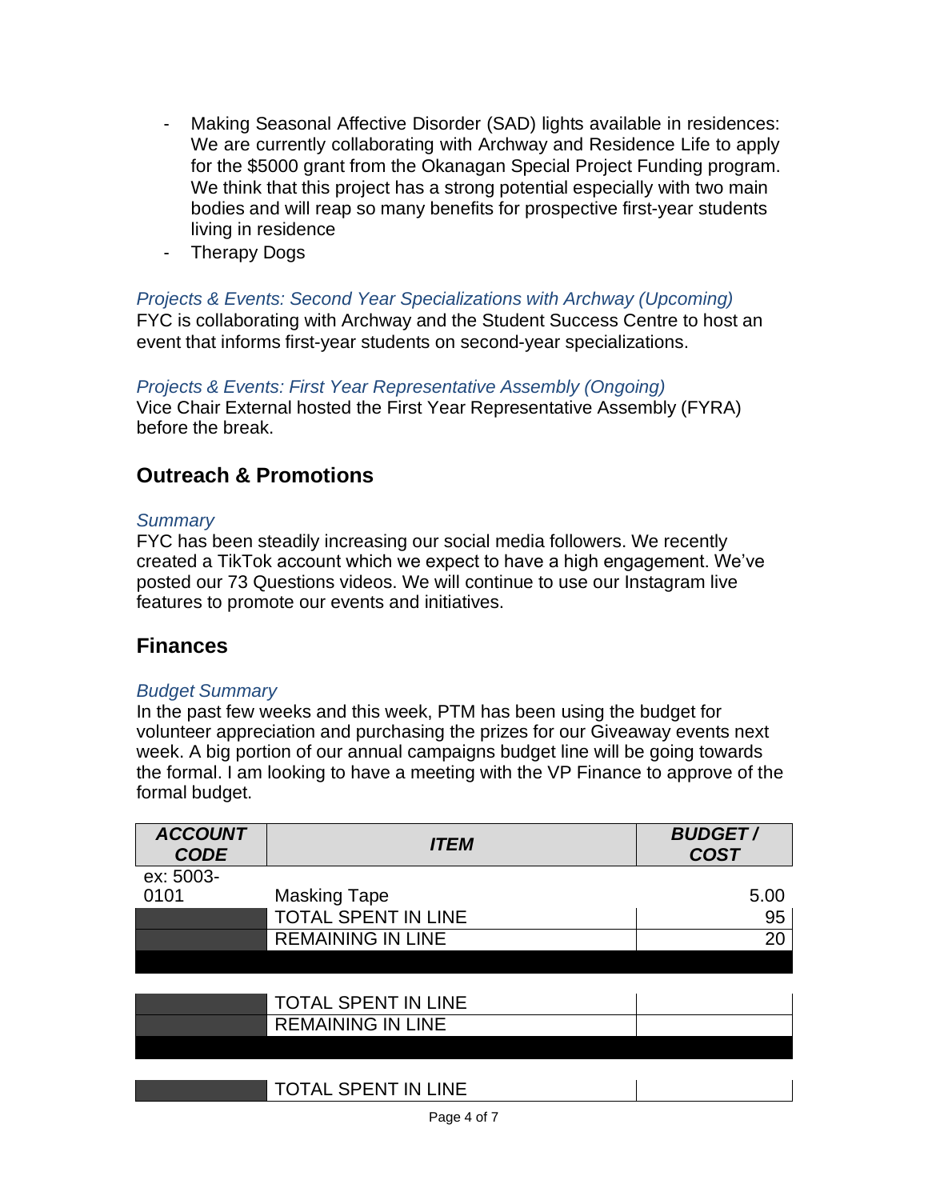- Making Seasonal Affective Disorder (SAD) lights available in residences: We are currently collaborating with Archway and Residence Life to apply for the $5000 grant from the Okanagan Special Project Funding program. We think that this project has a strong potential especially with two main bodies and will reap so many benefits for prospective first-year students living in residence
- Therapy Dogs

*Projects & Events: Second Year Specializations with Archway (Upcoming)*
FYC is collaborating with Archway and the Student Success Centre to host an event that informs first-year students on second-year specializations.

*Projects & Events: First Year Representative Assembly (Ongoing)*
Vice Chair External hosted the First Year Representative Assembly (FYRA) before the break.

## Outreach & Promotions

*Summary*
FYC has been steadily increasing our social media followers. We recently created a TikTok account which we expect to have a high engagement. We've posted our 73 Questions videos. We will continue to use our Instagram live features to promote our events and initiatives.

## Finances

*Budget Summary*
In the past few weeks and this week, PTM has been using the budget for volunteer appreciation and purchasing the prizes for our Giveaway events next week. A big portion of our annual campaigns budget line will be going towards the formal. I am looking to have a meeting with the VP Finance to approve of the formal budget.

| ***ACCOUNT CODE*** | ***ITEM*** | ***BUDGET / COST*** |
|---|---|---|
| ex: 5003-0101 | Masking Tape | 5.00 |
| | TOTAL SPENT IN LINE | 95 |
| | REMAINING IN LINE | 20 |
| | | |
| | TOTAL SPENT IN LINE | |
| | REMAINING IN LINE | |
| | | |
| | TOTAL SPENT IN LINE | |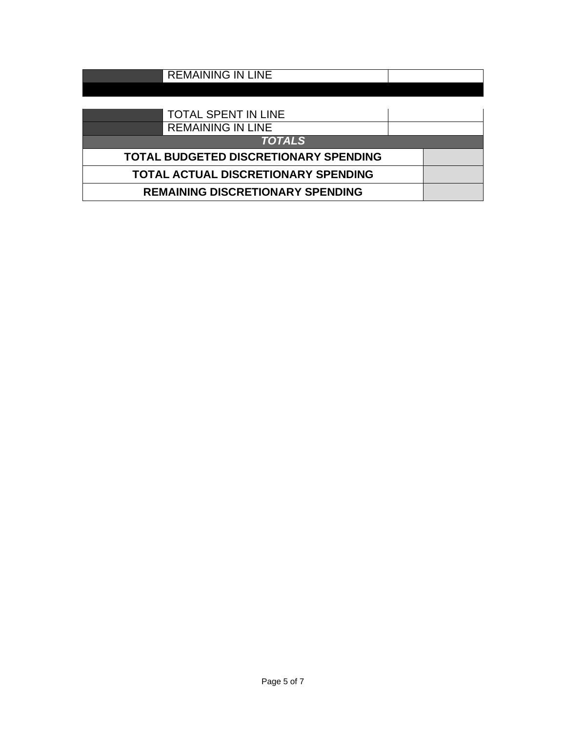| | | |
|---|---|---|
| | REMAINING IN LINE | |

| | | |
|---|---|---|
| | TOTAL SPENT IN LINE | |
| | REMAINING IN LINE | |

| | |
|---|---|
| ***TOTALS*** | |
| **TOTAL BUDGETED DISCRETIONARY SPENDING** | |
| **TOTAL ACTUAL DISCRETIONARY SPENDING** | |
| **REMAINING DISCRETIONARY SPENDING** | |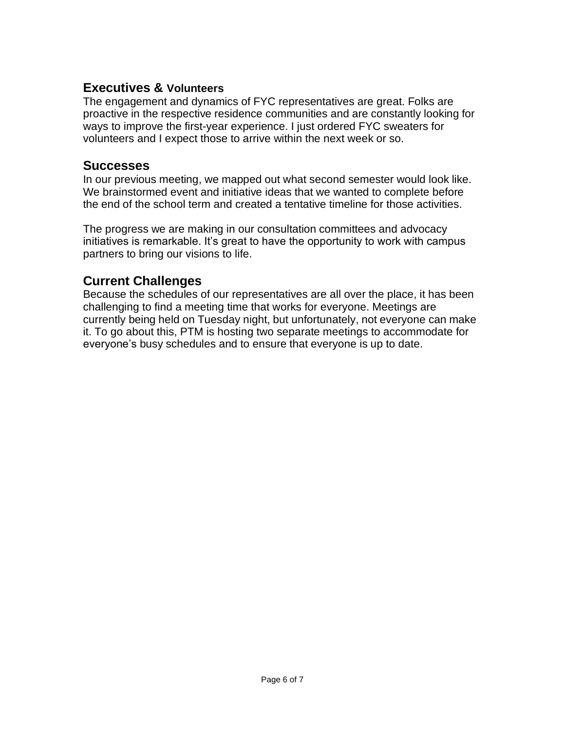## Executives & Volunteers

The engagement and dynamics of FYC representatives are great. Folks are proactive in the respective residence communities and are constantly looking for ways to improve the first-year experience. I just ordered FYC sweaters for volunteers and I expect those to arrive within the next week or so.

## Successes

In our previous meeting, we mapped out what second semester would look like. We brainstormed event and initiative ideas that we wanted to complete before the end of the school term and created a tentative timeline for those activities.

The progress we are making in our consultation committees and advocacy initiatives is remarkable. It's great to have the opportunity to work with campus partners to bring our visions to life.

## Current Challenges

Because the schedules of our representatives are all over the place, it has been challenging to find a meeting time that works for everyone. Meetings are currently being held on Tuesday night, but unfortunately, not everyone can make it. To go about this, PTM is hosting two separate meetings to accommodate for everyone's busy schedules and to ensure that everyone is up to date.